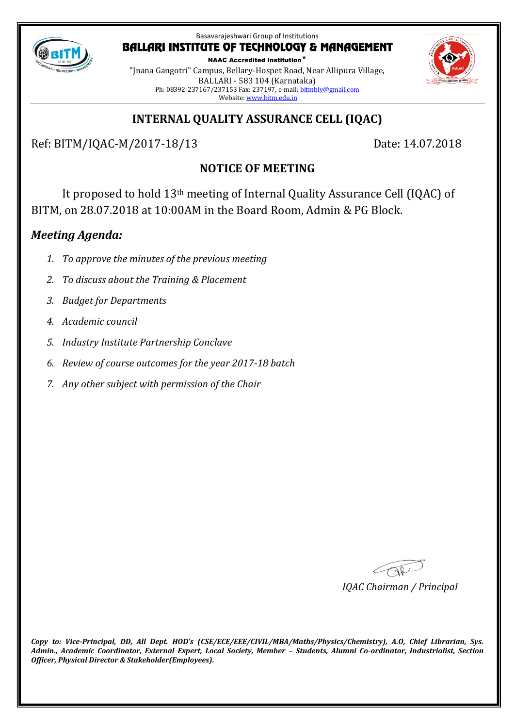Basavarajeshwari Group of Institutions

# BALLARI INSTITUTE OF TECHNOLOGY & MANAGEMENT

**NAAC Accredited Institution***

"Jnana Gangotri" Campus, Bellary-Hospet Road, Near Allipura Village,
BALLARI - 583 104 (Karnataka)
Ph: 08392-237167/237153 Fax: 237197, e-mail: bitmbly@gmail.com
Website: www.bitm.edu.in

## INTERNAL QUALITY ASSURANCE CELL (IQAC)

Ref: BITM/IQAC-M/2017-18/13 Date: 14.07.2018

## NOTICE OF MEETING

It proposed to hold 13th meeting of Internal Quality Assurance Cell (IQAC) of BITM, on 28.07.2018 at 10:00AM in the Board Room, Admin & PG Block.

### *Meeting Agenda:*

1. *To approve the minutes of the previous meeting*
2. *To discuss about the Training & Placement*
3. *Budget for Departments*
4. *Academic council*
5. *Industry Institute Partnership Conclave*
6. *Review of course outcomes for the year 2017-18 batch*
7. *Any other subject with permission of the Chair*

*IQAC Chairman / Principal*

***Copy to:** Vice-Principal, DD, All Dept. HOD's (CSE/ECE/EEE/CIVIL/MBA/Maths/Physics/Chemistry), A.O, Chief Librarian, Sys. Admin., Academic Coordinator, External Expert, Local Society, Member – Students, Alumni Co-ordinator, Industrialist, Section Officer, Physical Director & Stakeholder(Employees).*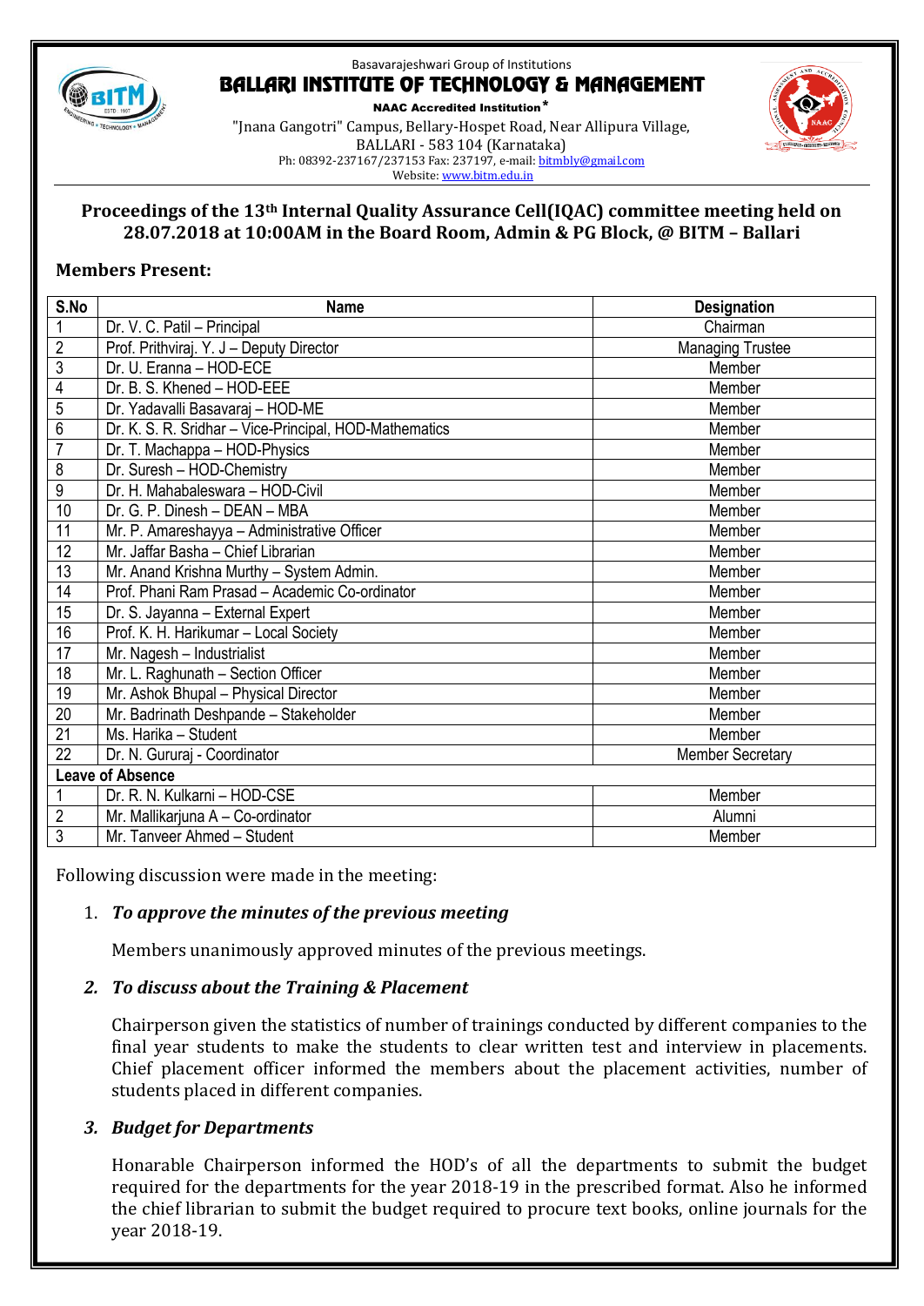Basavarajeshwari Group of Institutions

# BALLARI INSTITUTE OF TECHNOLOGY & MANAGEMENT

**NAAC Accredited Institution***

"Jnana Gangotri" Campus, Bellary-Hospet Road, Near Allipura Village,
BALLARI - 583 104 (Karnataka)
Ph: 08392-237167/237153 Fax: 237197, e-mail: bitmbly@gmail.com
Website: www.bitm.edu.in

## Proceedings of the 13th Internal Quality Assurance Cell(IQAC) committee meeting held on 28.07.2018 at 10:00AM in the Board Room, Admin & PG Block, @ BITM – Ballari

### Members Present:

| S.No | Name | Designation |
|---|---|---|
| 1 | Dr. V. C. Patil – Principal | Chairman |
| 2 | Prof. Prithviraj. Y. J – Deputy Director | Managing Trustee |
| 3 | Dr. U. Eranna – HOD-ECE | Member |
| 4 | Dr. B. S. Khened – HOD-EEE | Member |
| 5 | Dr. Yadavalli Basavaraj – HOD-ME | Member |
| 6 | Dr. K. S. R. Sridhar – Vice-Principal, HOD-Mathematics | Member |
| 7 | Dr. T. Machappa – HOD-Physics | Member |
| 8 | Dr. Suresh – HOD-Chemistry | Member |
| 9 | Dr. H. Mahabaleswara – HOD-Civil | Member |
| 10 | Dr. G. P. Dinesh – DEAN – MBA | Member |
| 11 | Mr. P. Amareshayya – Administrative Officer | Member |
| 12 | Mr. Jaffar Basha – Chief Librarian | Member |
| 13 | Mr. Anand Krishna Murthy – System Admin. | Member |
| 14 | Prof. Phani Ram Prasad – Academic Co-ordinator | Member |
| 15 | Dr. S. Jayanna – External Expert | Member |
| 16 | Prof. K. H. Harikumar – Local Society | Member |
| 17 | Mr. Nagesh – Industrialist | Member |
| 18 | Mr. L. Raghunath – Section Officer | Member |
| 19 | Mr. Ashok Bhupal – Physical Director | Member |
| 20 | Mr. Badrinath Deshpande – Stakeholder | Member |
| 21 | Ms. Harika – Student | Member |
| 22 | Dr. N. Gururaj - Coordinator | Member Secretary |
| **Leave of Absence** | | |
| 1 | Dr. R. N. Kulkarni – HOD-CSE | Member |
| 2 | Mr. Mallikarjuna A – Co-ordinator | Alumni |
| 3 | Mr. Tanveer Ahmed – Student | Member |

Following discussion were made in the meeting:

1. ***To approve the minutes of the previous meeting***

   Members unanimously approved minutes of the previous meetings.

2. ***To discuss about the Training & Placement***

   Chairperson given the statistics of number of trainings conducted by different companies to the final year students to make the students to clear written test and interview in placements. Chief placement officer informed the members about the placement activities, number of students placed in different companies.

3. ***Budget for Departments***

   Honarable Chairperson informed the HOD's of all the departments to submit the budget required for the departments for the year 2018-19 in the prescribed format. Also he informed the chief librarian to submit the budget required to procure text books, online journals for the year 2018-19.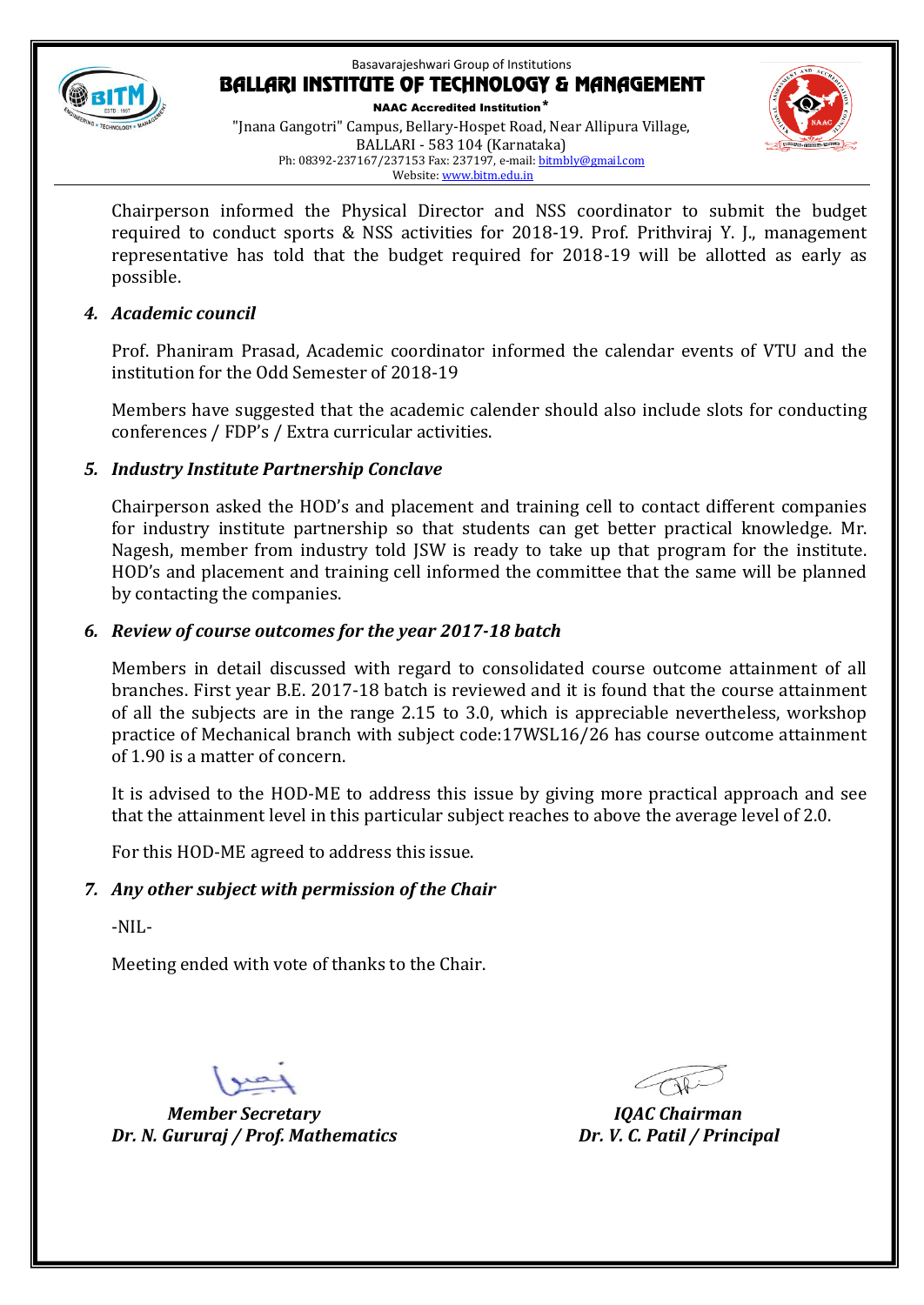Chairperson informed the Physical Director and NSS coordinator to submit the budget required to conduct sports & NSS activities for 2018-19. Prof. Prithviraj Y. J., management representative has told that the budget required for 2018-19 will be allotted as early as possible.

### 4. *Academic council*

Prof. Phaniram Prasad, Academic coordinator informed the calendar events of VTU and the institution for the Odd Semester of 2018-19

Members have suggested that the academic calender should also include slots for conducting conferences / FDP's / Extra curricular activities.

### 5. *Industry Institute Partnership Conclave*

Chairperson asked the HOD's and placement and training cell to contact different companies for industry institute partnership so that students can get better practical knowledge. Mr. Nagesh, member from industry told JSW is ready to take up that program for the institute. HOD's and placement and training cell informed the committee that the same will be planned by contacting the companies.

### 6. *Review of course outcomes for the year 2017-18 batch*

Members in detail discussed with regard to consolidated course outcome attainment of all branches. First year B.E. 2017-18 batch is reviewed and it is found that the course attainment of all the subjects are in the range 2.15 to 3.0, which is appreciable nevertheless, workshop practice of Mechanical branch with subject code:17WSL16/26 has course outcome attainment of 1.90 is a matter of concern.

It is advised to the HOD-ME to address this issue by giving more practical approach and see that the attainment level in this particular subject reaches to above the average level of 2.0.

For this HOD-ME agreed to address this issue.

### 7. *Any other subject with permission of the Chair*

-NIL-

Meeting ended with vote of thanks to the Chair.

***Member Secretary***
***Dr. N. Gururaj / Prof. Mathematics***

***IQAC Chairman***
***Dr. V. C. Patil / Principal***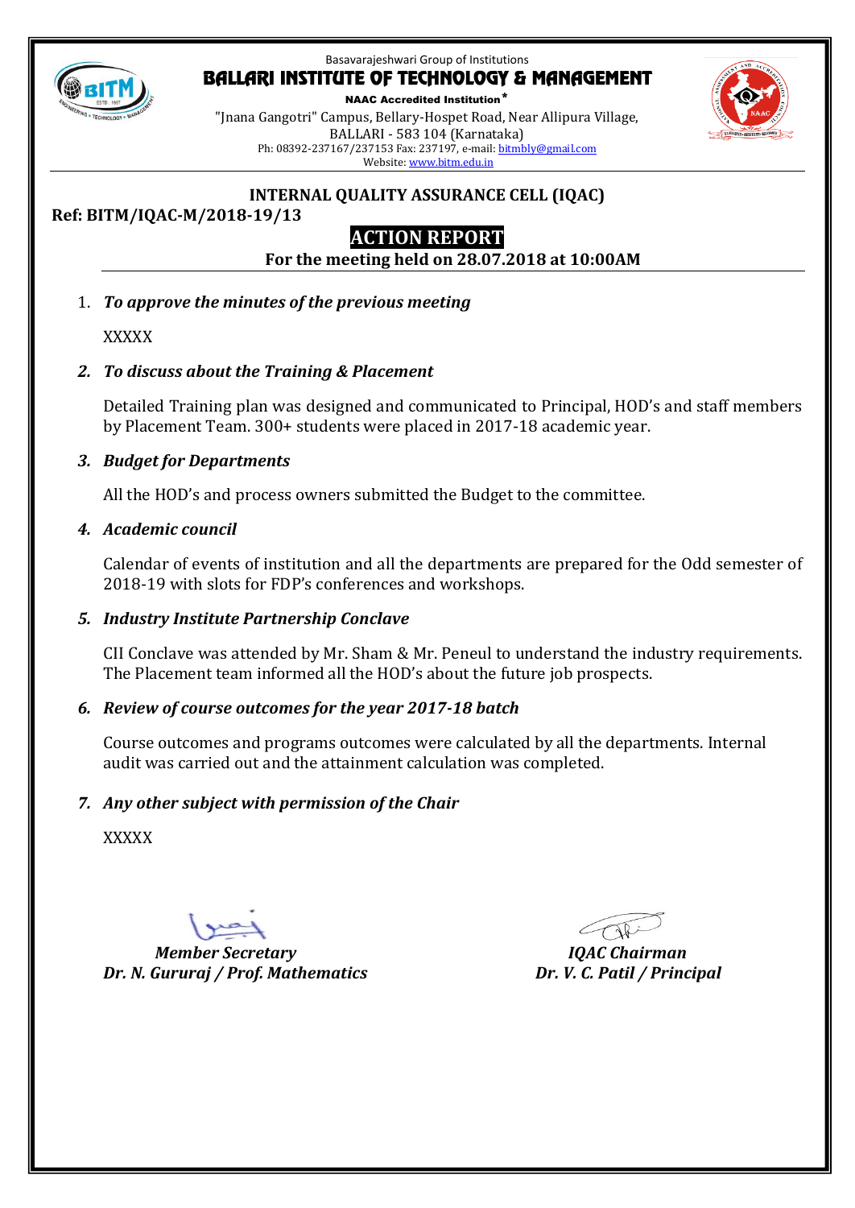Basavarajeshwari Group of Institutions

# BALLARI INSTITUTE OF TECHNOLOGY & MANAGEMENT

**NAAC Accredited Institution***

"Jnana Gangotri" Campus, Bellary-Hospet Road, Near Allipura Village,
BALLARI - 583 104 (Karnataka)
Ph: 08392-237167/237153 Fax: 237197, e-mail: bitmbly@gmail.com
Website: www.bitm.edu.in

## INTERNAL QUALITY ASSURANCE CELL (IQAC)

**Ref: BITM/IQAC-M/2018-19/13**

## ACTION REPORT

**For the meeting held on 28.07.2018 at 10:00AM**

1. ***To approve the minutes of the previous meeting***

   XXXXX

2. ***To discuss about the Training & Placement***

   Detailed Training plan was designed and communicated to Principal, HOD's and staff members by Placement Team. 300+ students were placed in 2017-18 academic year.

3. ***Budget for Departments***

   All the HOD's and process owners submitted the Budget to the committee.

4. ***Academic council***

   Calendar of events of institution and all the departments are prepared for the Odd semester of 2018-19 with slots for FDP's conferences and workshops.

5. ***Industry Institute Partnership Conclave***

   CII Conclave was attended by Mr. Sham & Mr. Peneul to understand the industry requirements. The Placement team informed all the HOD's about the future job prospects.

6. ***Review of course outcomes for the year 2017-18 batch***

   Course outcomes and programs outcomes were calculated by all the departments. Internal audit was carried out and the attainment calculation was completed.

7. ***Any other subject with permission of the Chair***

   XXXXX

| | |
|---|---|
| ***Member Secretary*** | ***IQAC Chairman*** |
| ***Dr. N. Gururaj / Prof. Mathematics*** | ***Dr. V. C. Patil / Principal*** |